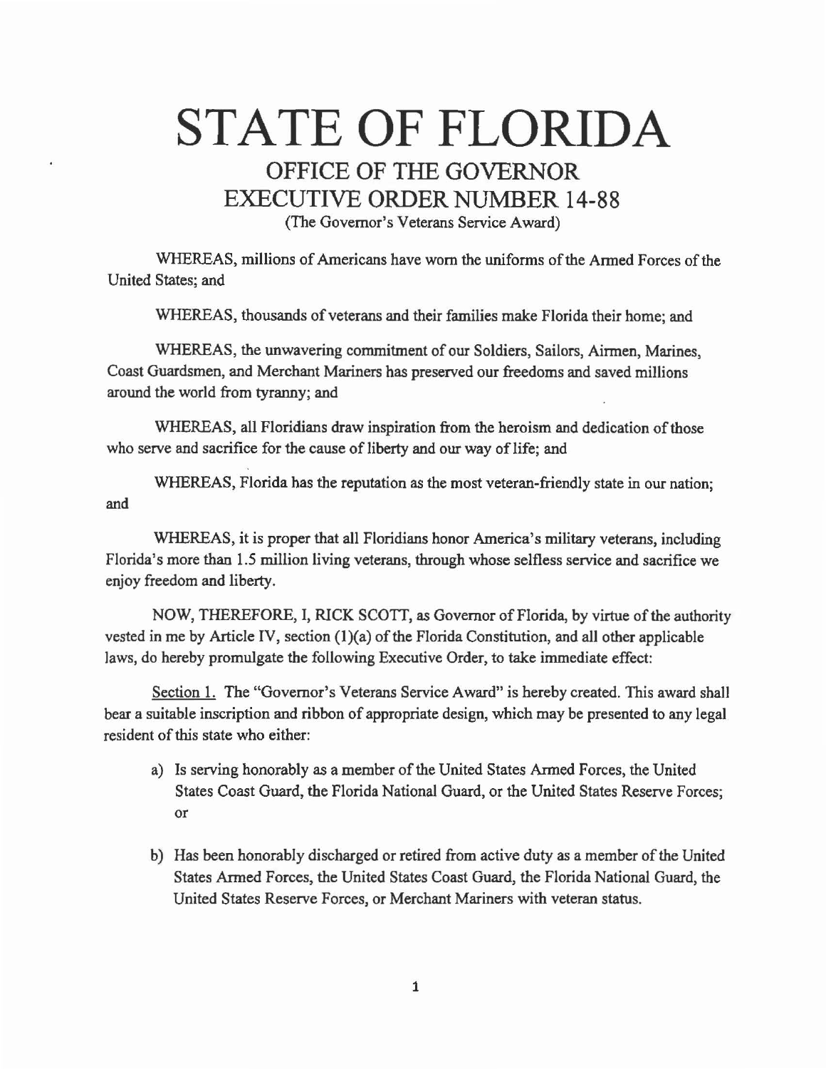# STATE OF FLORIDA

## OFFICE OF THE GOVERNOR
## EXECUTIVE ORDER NUMBER 14-88

(The Governor's Veterans Service Award)

WHEREAS, millions of Americans have worn the uniforms of the Armed Forces of the United States; and

WHEREAS, thousands of veterans and their families make Florida their home; and

WHEREAS, the unwavering commitment of our Soldiers, Sailors, Airmen, Marines, Coast Guardsmen, and Merchant Mariners has preserved our freedoms and saved millions around the world from tyranny; and

WHEREAS, all Floridians draw inspiration from the heroism and dedication of those who serve and sacrifice for the cause of liberty and our way of life; and

WHEREAS, Florida has the reputation as the most veteran-friendly state in our nation; and

WHEREAS, it is proper that all Floridians honor America's military veterans, including Florida's more than 1.5 million living veterans, through whose selfless service and sacrifice we enjoy freedom and liberty.

NOW, THEREFORE, I, RICK SCOTT, as Governor of Florida, by virtue of the authority vested in me by Article IV, section (1)(a) of the Florida Constitution, and all other applicable laws, do hereby promulgate the following Executive Order, to take immediate effect:

Section 1. The "Governor's Veterans Service Award" is hereby created. This award shall bear a suitable inscription and ribbon of appropriate design, which may be presented to any legal resident of this state who either:

a) Is serving honorably as a member of the United States Armed Forces, the United States Coast Guard, the Florida National Guard, or the United States Reserve Forces; or

b) Has been honorably discharged or retired from active duty as a member of the United States Armed Forces, the United States Coast Guard, the Florida National Guard, the United States Reserve Forces, or Merchant Mariners with veteran status.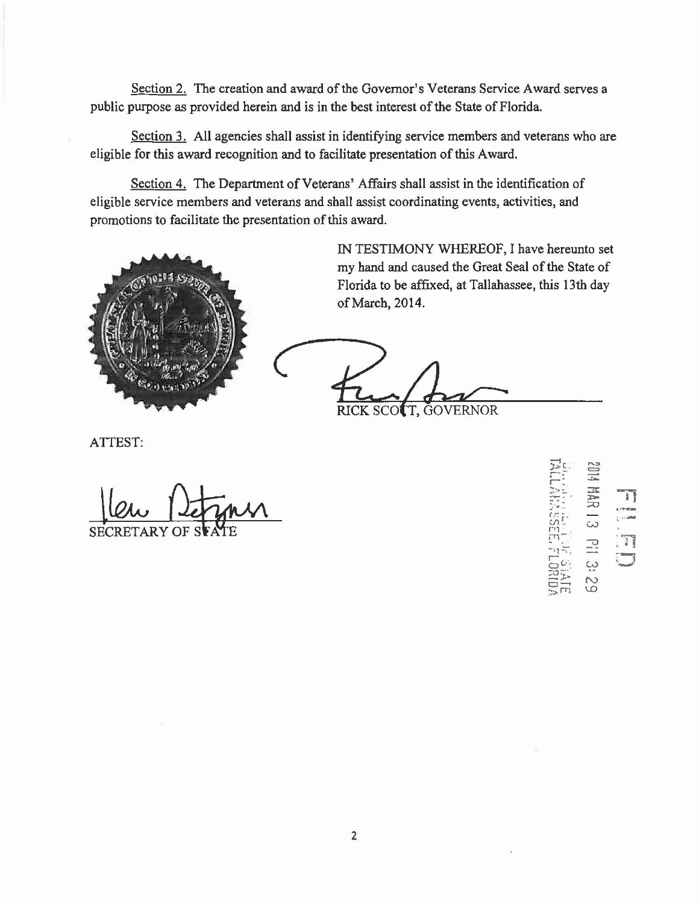Section 2. The creation and award of the Governor's Veterans Service Award serves a public purpose as provided herein and is in the best interest of the State of Florida.

Section 3. All agencies shall assist in identifying service members and veterans who are eligible for this award recognition and to facilitate presentation of this Award.

Section 4. The Department of Veterans' Affairs shall assist in the identification of eligible service members and veterans and shall assist coordinating events, activities, and promotions to facilitate the presentation of this award.

IN TESTIMONY WHEREOF, I have hereunto set my hand and caused the Great Seal of the State of Florida to be affixed, at Tallahassee, this 13th day of March, 2014.

RICK SCOTT, GOVERNOR

ATTEST:

SECRETARY OF STATE

FILED

2014 MAR 13 PM 3:29

DEPARTMENT OF STATE
TALLAHASSEE, FLORIDA